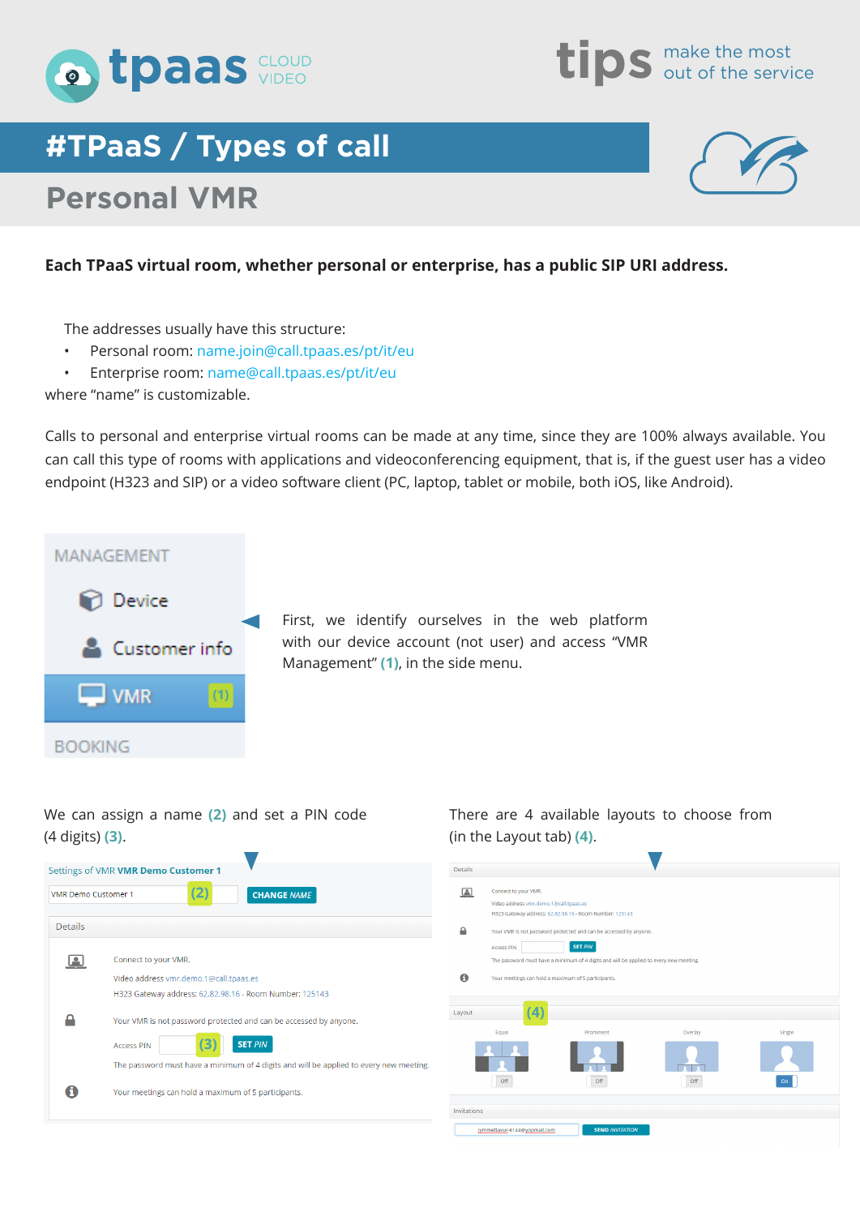tpaas CLOUD VIDEO

tips make the most out of the service

# #TPaaS / Types of call

## Personal VMR

**Each TPaaS virtual room, whether personal or enterprise, has a public SIP URI address.**

The addresses usually have this structure:

- Personal room: name.join@call.tpaas.es/pt/it/eu
- Enterprise room: name@call.tpaas.es/pt/it/eu

where "name" is customizable.

Calls to personal and enterprise virtual rooms can be made at any time, since they are 100% always available. You can call this type of rooms with applications and videoconferencing equipment, that is, if the guest user has a video endpoint (H323 and SIP) or a video software client (PC, laptop, tablet or mobile, both iOS, like Android).

MANAGEMENT
Device
Customer info
VMR (1)
BOOKING

First, we identify ourselves in the web platform with our device account (not user) and access "VMR Management" **(1)**, in the side menu.

We can assign a name **(2)** and set a PIN code (4 digits) **(3)**.

Settings of VMR **VMR Demo Customer 1**
VMR Demo Customer 1 (2) CHANGE NAME
Details
Connect to your VMR.
Video address vmr.demo.1@call.tpaas.es
H323 Gateway address: 62.82.98.16 - Room Number: 125143
Your VMR is not password protected and can be accessed by anyone.
Access PIN (3) SET PIN
The password must have a minimum of 4 digits and will be applied to every new meeting.
Your meetings can hold a maximum of 5 participants.

There are 4 available layouts to choose from (in the Layout tab) **(4)**.

Details
Connect to your VMR.
Video address vmr.demo.1@call.tpaas.es
H323 Gateway address: 62.82.98.16 - Room Number: 125143
Your VMR is not password protected and can be accessed by anyone.
Access PIN SET PIN
The password must have a minimum of 4 digits and will be applied to every new meeting.
Your meetings can hold a maximum of 5 participants.
Layout (4)
Equal Off
Prominent Off
Overlay Off
Single On
Invitations
SEND INVITATION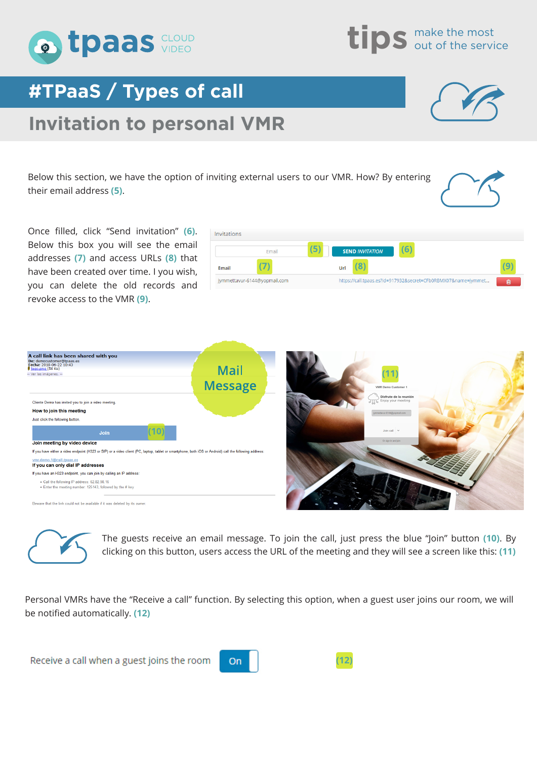tpaas CLOUD VIDEO

tips make the most out of the service

# #TPaaS / Types of call

## Invitation to personal VMR

Below this section, we have the option of inviting external users to our VMR. How? By entering their email address **(5)**.

Once filled, click “Send invitation” **(6)**. Below this box you will see the email addresses **(7)** and access URLs **(8)** that have been created over time. I you wish, you can delete the old records and revoke access to the VMR **(9)**.

Invitations

Email (5) SEND INVITATION (6)

| Email (7) | Url (8) | (9) |
| --- | --- | --- |
| jymmettavur-6144@yopmail.com | https://call.tpaas.es?id=917932&secret=CFb0RBMX07&name=jymmet... | |

Mail Message

A call link has been shared with you

Cliente Demo has invited you to join a video meeting.

How to join this meeting

Just click the following button.

Join (10)

Join meeting by video device

If you have either a video endpoint (H323 or SIP) or a video client (PC, laptop, tablet or smartphone, both iOS or Android) call the following address:

vmr.demo.1@call.tpaas.es

If you can only dial IP addresses

If you have an H323 endpoint, you can join by calling an IP address:

- Call the following IP address: 62.82.98.16
- Enter the meeting number: 125143, followed by the # key

Beware that the link could not be available if it was deleted by its owner.

(11)

The guests receive an email message. To join the call, just press the blue “Join” button **(10)**. By clicking on this button, users access the URL of the meeting and they will see a screen like this: **(11)**

Personal VMRs have the “Receive a call” function. By selecting this option, when a guest user joins our room, we will be notified automatically. **(12)**

Receive a call when a guest joins the room On (12)